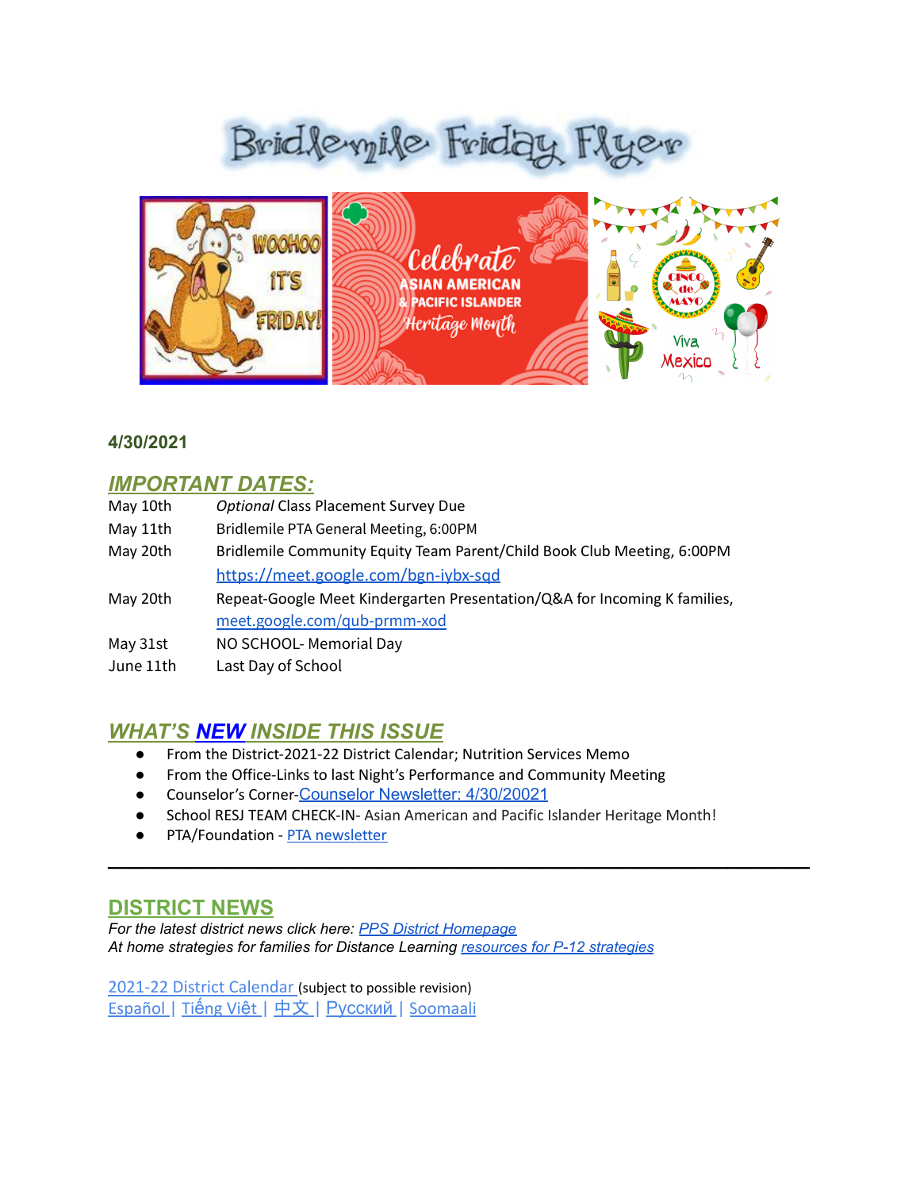# Bridlemile Friday Flyer

**4/30/2021**

## *IMPORTANT DATES:*

| | |
|---|---|
| May 10th | *Optional* Class Placement Survey Due |
| May 11th | Bridlemile PTA General Meeting, 6:00PM |
| May 20th | Bridlemile Community Equity Team Parent/Child Book Club Meeting, 6:00PM https://meet.google.com/bgn-iybx-sqd |
| May 20th | Repeat-Google Meet Kindergarten Presentation/Q&A for Incoming K families, meet.google.com/qub-prmm-xod |
| May 31st | NO SCHOOL- Memorial Day |
| June 11th | Last Day of School |

## *WHAT'S **NEW** INSIDE THIS ISSUE*

- From the District-2021-22 District Calendar; Nutrition Services Memo
- From the Office-Links to last Night's Performance and Community Meeting
- Counselor's Corner-Counselor Newsletter: 4/30/20021
- School RESJ TEAM CHECK-IN- Asian American and Pacific Islander Heritage Month!
- PTA/Foundation - PTA newsletter

---

## DISTRICT NEWS

*For the latest district news click here: PPS District Homepage*
*At home strategies for families for Distance Learning resources for P-12 strategies*

2021-22 District Calendar (subject to possible revision)
Español | Tiếng Việt | 中文 | Русский | Soomaali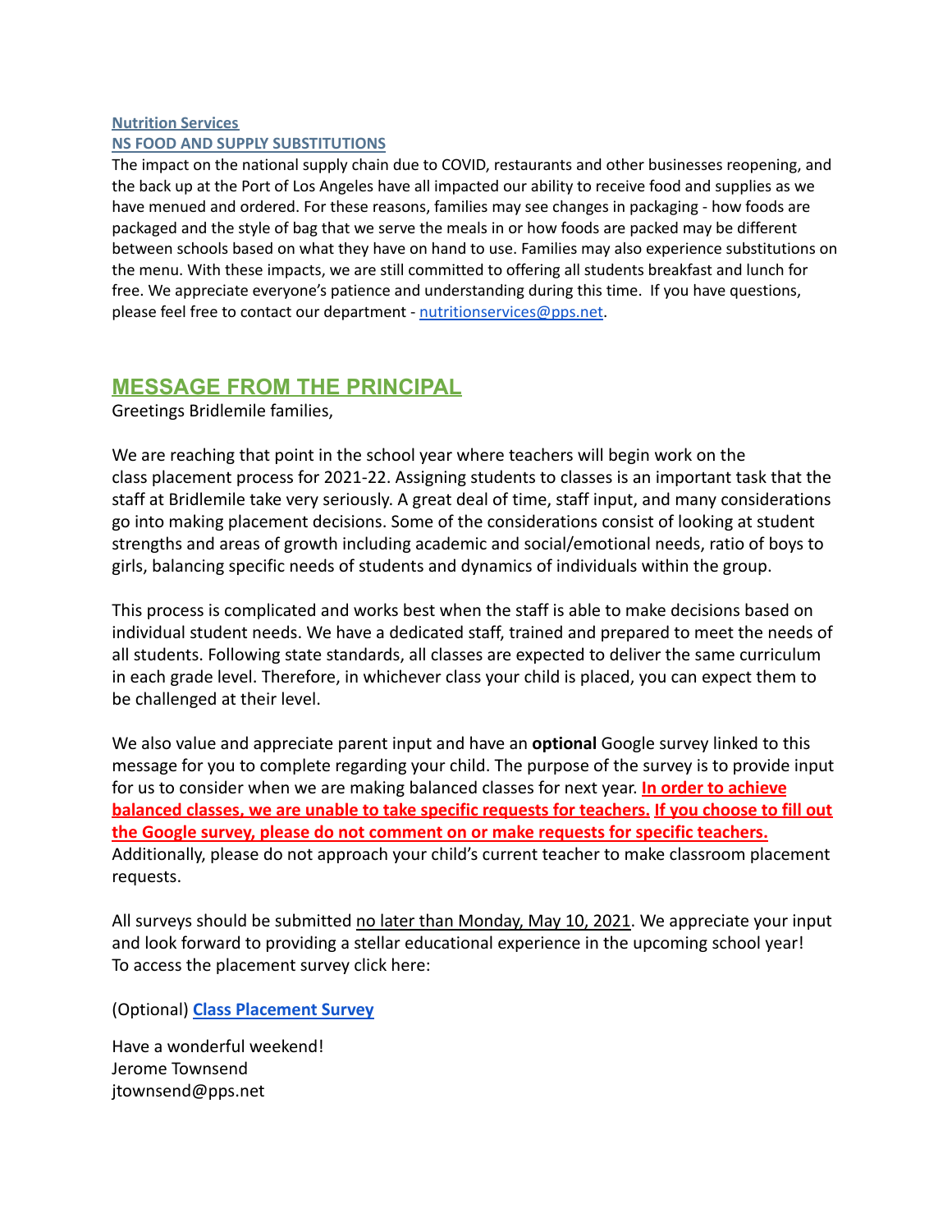**Nutrition Services**

**NS FOOD AND SUPPLY SUBSTITUTIONS**

The impact on the national supply chain due to COVID, restaurants and other businesses reopening, and the back up at the Port of Los Angeles have all impacted our ability to receive food and supplies as we have menued and ordered. For these reasons, families may see changes in packaging - how foods are packaged and the style of bag that we serve the meals in or how foods are packed may be different between schools based on what they have on hand to use. Families may also experience substitutions on the menu. With these impacts, we are still committed to offering all students breakfast and lunch for free. We appreciate everyone's patience and understanding during this time. If you have questions, please feel free to contact our department - nutritionservices@pps.net.

## MESSAGE FROM THE PRINCIPAL

Greetings Bridlemile families,

We are reaching that point in the school year where teachers will begin work on the class placement process for 2021-22. Assigning students to classes is an important task that the staff at Bridlemile take very seriously. A great deal of time, staff input, and many considerations go into making placement decisions. Some of the considerations consist of looking at student strengths and areas of growth including academic and social/emotional needs, ratio of boys to girls, balancing specific needs of students and dynamics of individuals within the group.

This process is complicated and works best when the staff is able to make decisions based on individual student needs. We have a dedicated staff, trained and prepared to meet the needs of all students. Following state standards, all classes are expected to deliver the same curriculum in each grade level. Therefore, in whichever class your child is placed, you can expect them to be challenged at their level.

We also value and appreciate parent input and have an **optional** Google survey linked to this message for you to complete regarding your child. The purpose of the survey is to provide input for us to consider when we are making balanced classes for next year. **In order to achieve balanced classes, we are unable to take specific requests for teachers. If you choose to fill out the Google survey, please do not comment on or make requests for specific teachers.** Additionally, please do not approach your child's current teacher to make classroom placement requests.

All surveys should be submitted no later than Monday, May 10, 2021. We appreciate your input and look forward to providing a stellar educational experience in the upcoming school year! To access the placement survey click here:

(Optional) **Class Placement Survey**

Have a wonderful weekend!
Jerome Townsend
jtownsend@pps.net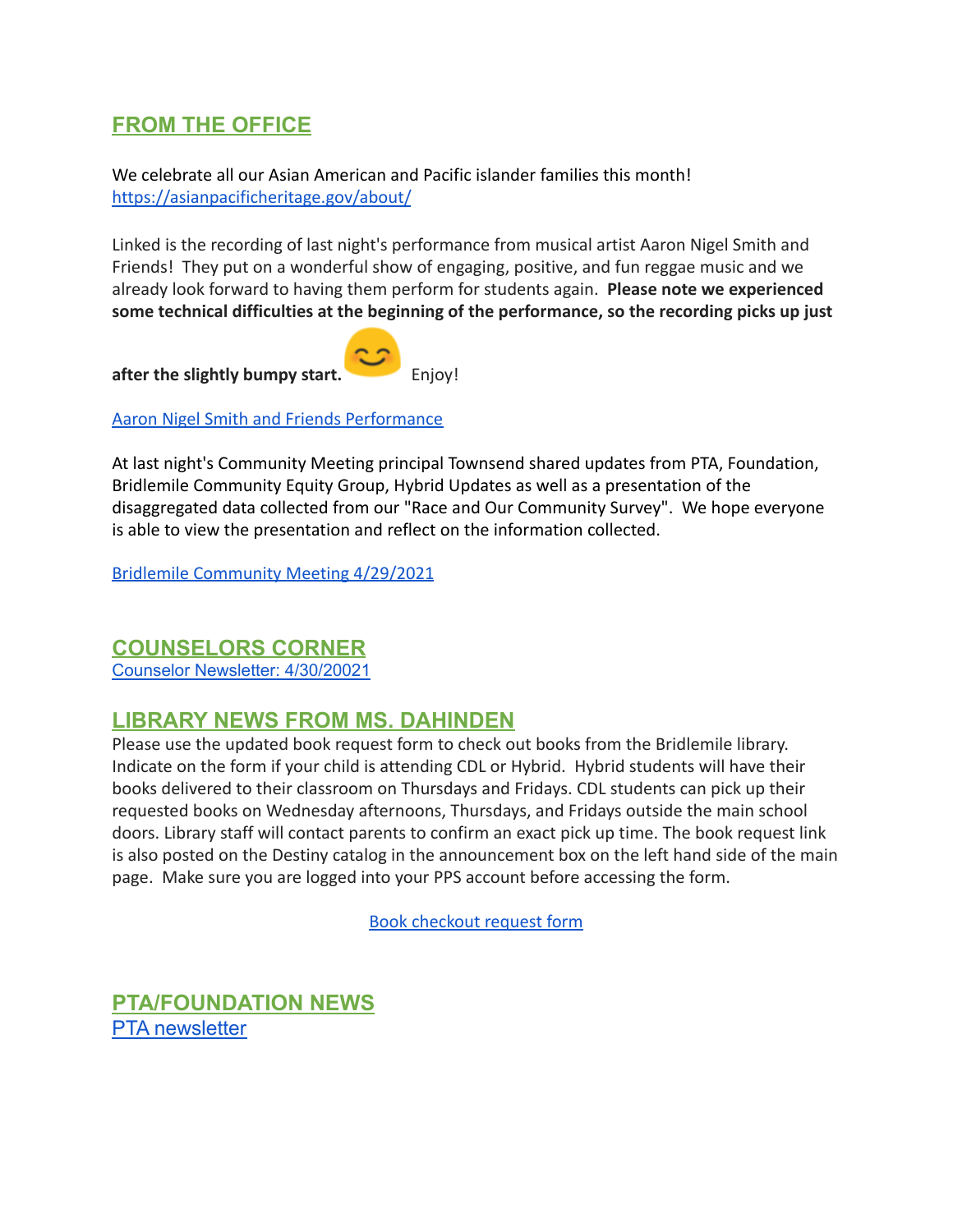## FROM THE OFFICE

We celebrate all our Asian American and Pacific islander families this month!
https://asianpacificheritage.gov/about/

Linked is the recording of last night's performance from musical artist Aaron Nigel Smith and Friends! They put on a wonderful show of engaging, positive, and fun reggae music and we already look forward to having them perform for students again. **Please note we experienced some technical difficulties at the beginning of the performance, so the recording picks up just after the slightly bumpy start.** 😊 Enjoy!

[Aaron Nigel Smith and Friends Performance]

At last night's Community Meeting principal Townsend shared updates from PTA, Foundation, Bridlemile Community Equity Group, Hybrid Updates as well as a presentation of the disaggregated data collected from our "Race and Our Community Survey". We hope everyone is able to view the presentation and reflect on the information collected.

[Bridlemile Community Meeting 4/29/2021]

## COUNSELORS CORNER

[Counselor Newsletter: 4/30/20021]

## LIBRARY NEWS FROM MS. DAHINDEN

Please use the updated book request form to check out books from the Bridlemile library. Indicate on the form if your child is attending CDL or Hybrid. Hybrid students will have their books delivered to their classroom on Thursdays and Fridays. CDL students can pick up their requested books on Wednesday afternoons, Thursdays, and Fridays outside the main school doors. Library staff will contact parents to confirm an exact pick up time. The book request link is also posted on the Destiny catalog in the announcement box on the left hand side of the main page. Make sure you are logged into your PPS account before accessing the form.

[Book checkout request form]

## PTA/FOUNDATION NEWS

[PTA newsletter]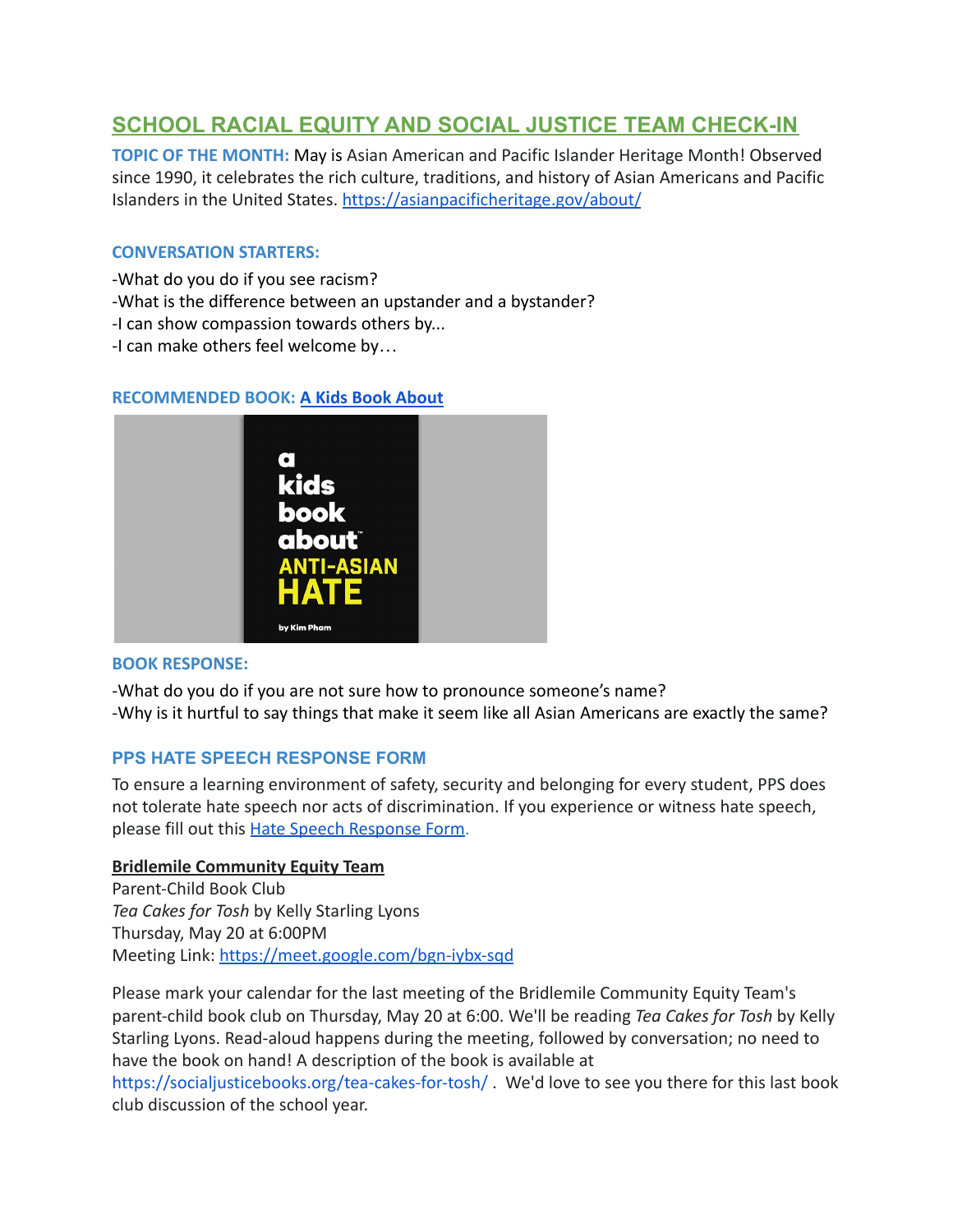## SCHOOL RACIAL EQUITY AND SOCIAL JUSTICE TEAM CHECK-IN

**TOPIC OF THE MONTH:** May is Asian American and Pacific Islander Heritage Month! Observed since 1990, it celebrates the rich culture, traditions, and history of Asian Americans and Pacific Islanders in the United States. https://asianpacificheritage.gov/about/

**CONVERSATION STARTERS:**

-What do you do if you see racism?
-What is the difference between an upstander and a bystander?
-I can show compassion towards others by...
-I can make others feel welcome by…

**RECOMMENDED BOOK: A Kids Book About**

a kids book about ANTI-ASIAN HATE
by Kim Pham

**BOOK RESPONSE:**

-What do you do if you are not sure how to pronounce someone's name?
-Why is it hurtful to say things that make it seem like all Asian Americans are exactly the same?

### PPS HATE SPEECH RESPONSE FORM

To ensure a learning environment of safety, security and belonging for every student, PPS does not tolerate hate speech nor acts of discrimination. If you experience or witness hate speech, please fill out this Hate Speech Response Form.

**Bridlemile Community Equity Team**
Parent-Child Book Club
*Tea Cakes for Tosh* by Kelly Starling Lyons
Thursday, May 20 at 6:00PM
Meeting Link: https://meet.google.com/bgn-iybx-sqd

Please mark your calendar for the last meeting of the Bridlemile Community Equity Team's parent-child book club on Thursday, May 20 at 6:00. We'll be reading *Tea Cakes for Tosh* by Kelly Starling Lyons. Read-aloud happens during the meeting, followed by conversation; no need to have the book on hand! A description of the book is available at https://socialjusticebooks.org/tea-cakes-for-tosh/ . We'd love to see you there for this last book club discussion of the school year.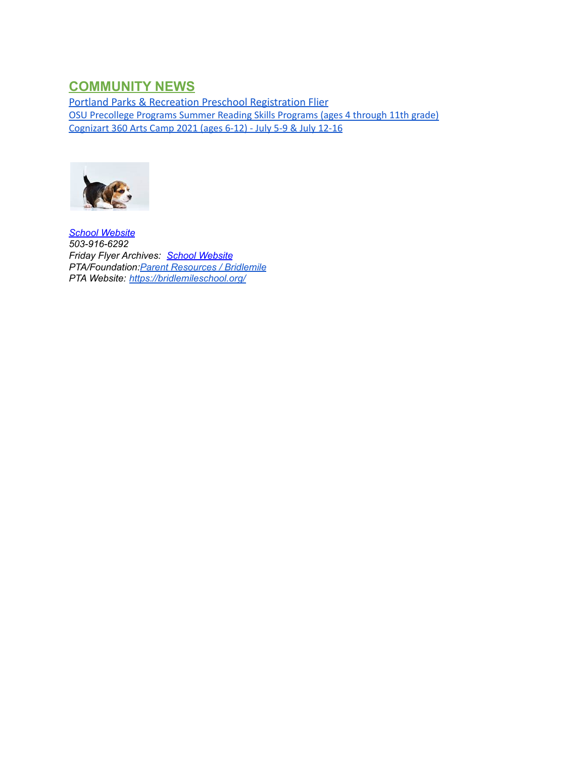## COMMUNITY NEWS

Portland Parks & Recreation Preschool Registration Flier
OSU Precollege Programs Summer Reading Skills Programs (ages 4 through 11th grade)
Cognizart 360 Arts Camp 2021 (ages 6-12) - July 5-9 & July 12-16

*School Website*
*503-916-6292*
*Friday Flyer Archives: School Website*
*PTA/Foundation: Parent Resources / Bridlemile*
*PTA Website: https://bridlemileschool.org/*